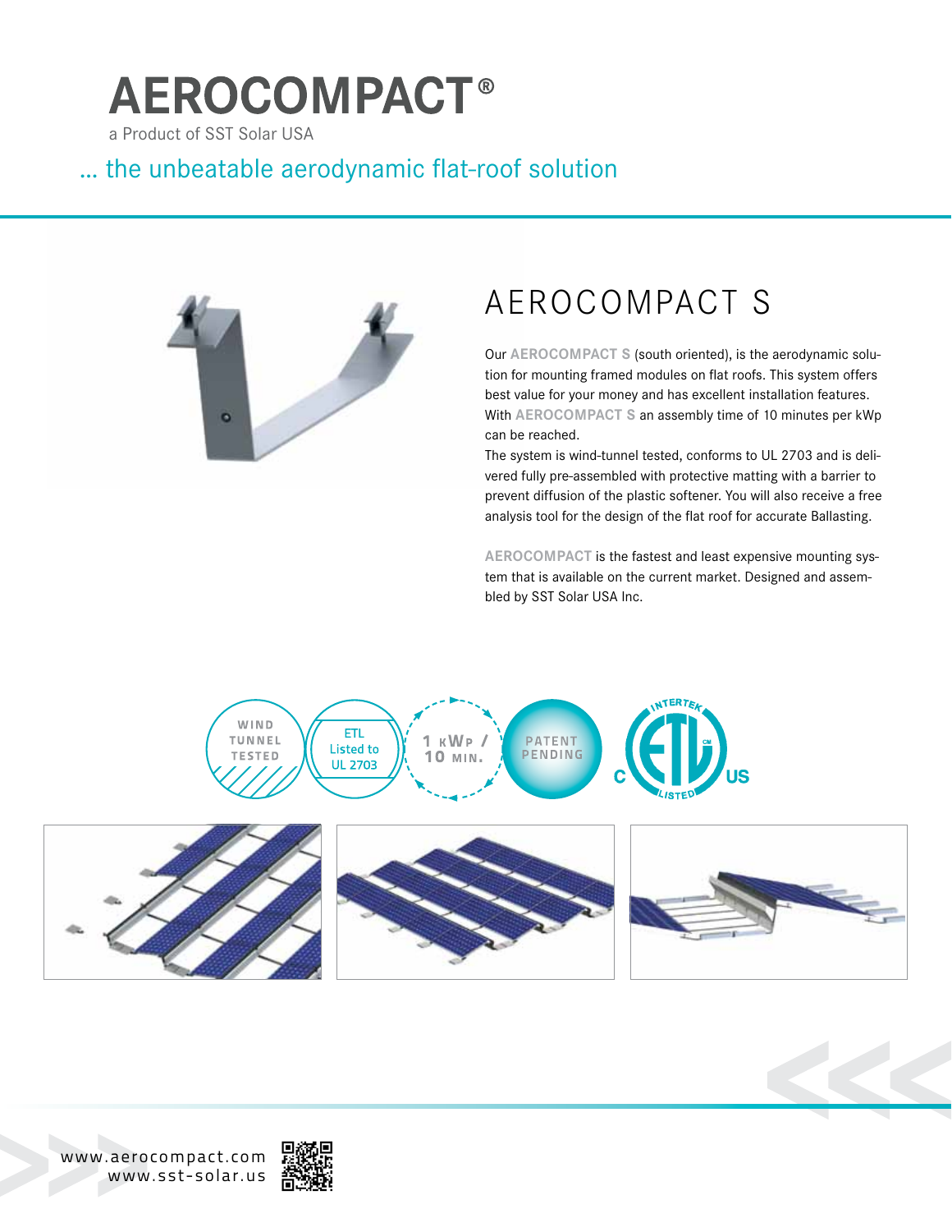# AEROCOMPACT®

a Product of SST Solar USA

... the unbeatable aerodynamic flat-roof solution

## AEROCOMPACT S

Our **AEROCOMPACT S** (south oriented), is the aerodynamic solution for mounting framed modules on flat roofs. This system offers best value for your money and has excellent installation features. With **AEROCOMPACT S** an assembly time of 10 minutes per kWp can be reached.

The system is wind-tunnel tested, conforms to UL 2703 and is delivered fully pre-assembled with protective matting with a barrier to prevent diffusion of the plastic softener. You will also receive a free analysis tool for the design of the flat roof for accurate Ballasting.

**AEROCOMPACT** is the fastest and least expensive mounting system that is available on the current market. Designed and assembled by SST Solar USA Inc.

WIND TUNNEL TESTED

ETL Listed to UL 2703

1 kWp / 10 MIN.

PATENT PENDING

INTERTEK ETL LISTED C US

www.aerocompact.com
www.sst-solar.us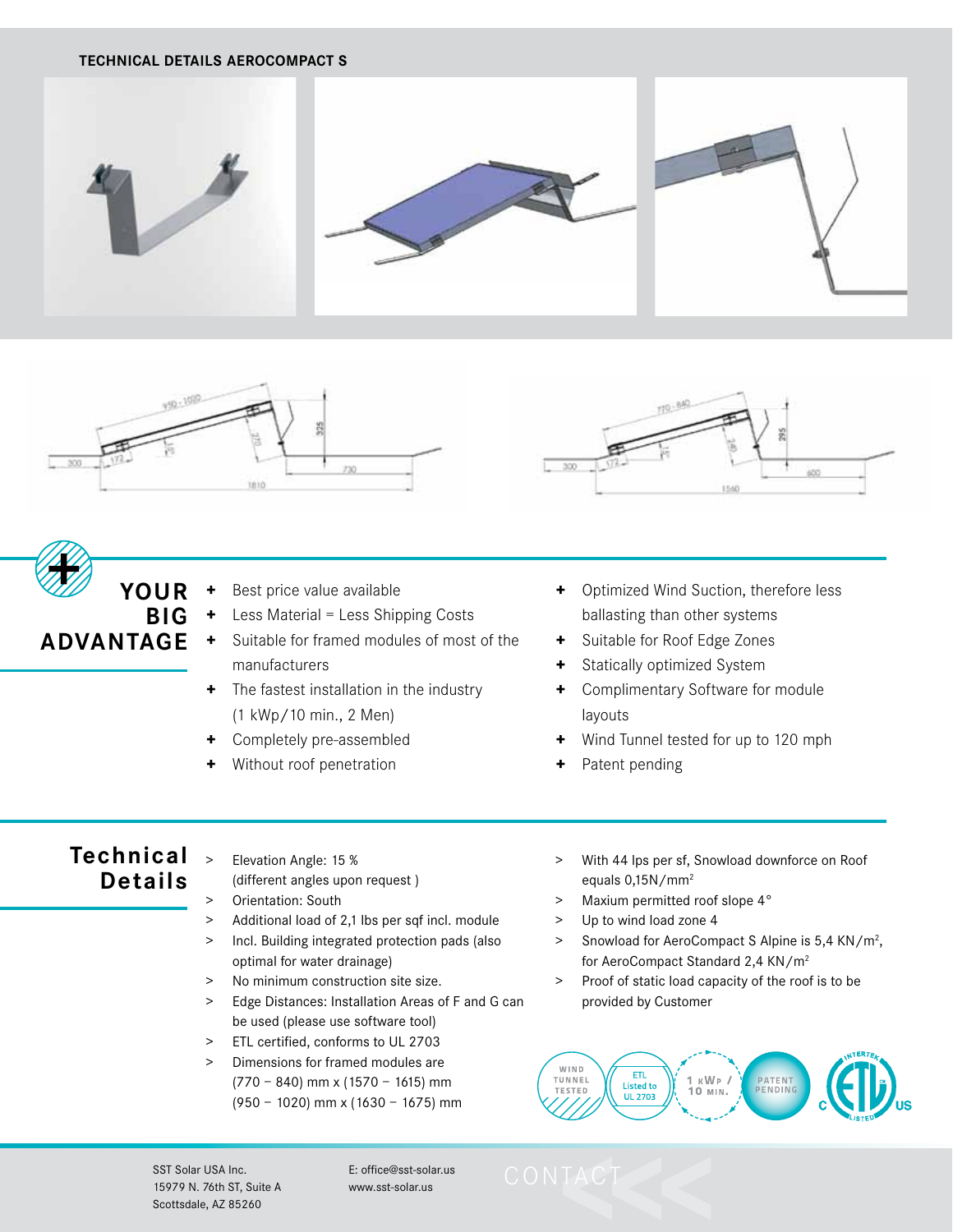## TECHNICAL DETAILS AEROCOMPACT S

950 - 1020
172
300
270
325
730
1810

770 - 840
172
300
240
295
600
1560

## YOUR BIG ADVANTAGE

- Best price value available
- Less Material = Less Shipping Costs
- Suitable for framed modules of most of the manufacturers
- The fastest installation in the industry (1 kWp/10 min., 2 Men)
- Completely pre-assembled
- Without roof penetration
- Optimized Wind Suction, therefore less ballasting than other systems
- Suitable for Roof Edge Zones
- Statically optimized System
- Complimentary Software for module layouts
- Wind Tunnel tested for up to 120 mph
- Patent pending

## Technical Details

> Elevation Angle: 15 % (different angles upon request )
> Orientation: South
> Additional load of 2,1 lbs per sqf incl. module
> Incl. Building integrated protection pads (also optimal for water drainage)
> No minimum construction site size.
> Edge Distances: Installation Areas of F and G can be used (please use software tool)
> ETL certified, conforms to UL 2703
> Dimensions for framed modules are (770 – 840) mm x (1570 – 1615) mm (950 – 1020) mm x (1630 – 1675) mm
> With 44 lps per sf, Snowload downforce on Roof equals 0,15N/mm²
> Maxium permitted roof slope 4°
> Up to wind load zone 4
> Snowload for AeroCompact S Alpine is 5,4 KN/m², for AeroCompact Standard 2,4 KN/m²
> Proof of static load capacity of the roof is to be provided by Customer

WIND TUNNEL TESTED
ETL Listed to UL 2703
1 kWp / 10 min.
PATENT PENDING
INTERTEK C ETL US LISTED

SST Solar USA Inc.
15979 N. 76th ST, Suite A
Scottsdale, AZ 85260

E: office@sst-solar.us
www.sst-solar.us

CONTACT